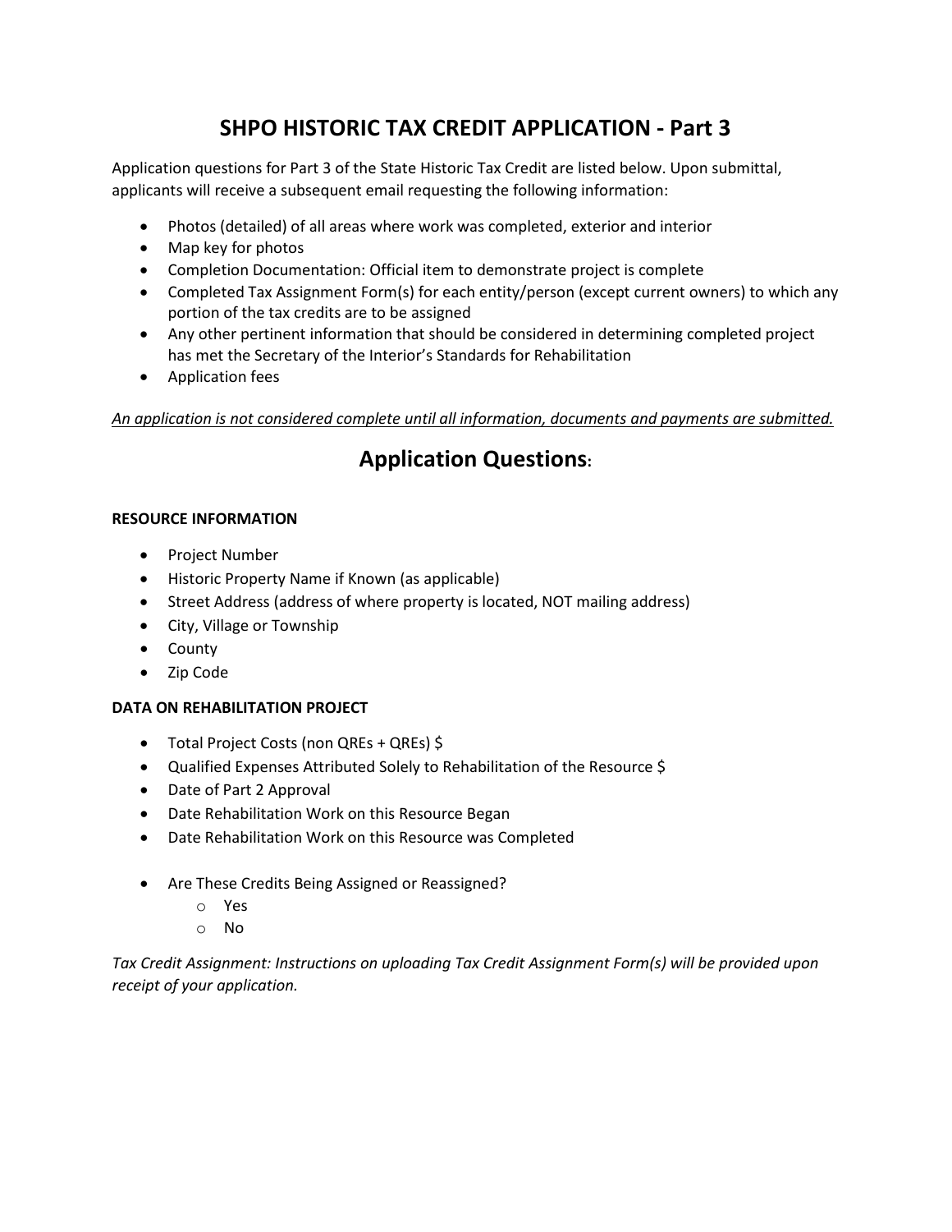# SHPO HISTORIC TAX CREDIT APPLICATION - Part 3

Application questions for Part 3 of the State Historic Tax Credit are listed below. Upon submittal, applicants will receive a subsequent email requesting the following information:

- Photos (detailed) of all areas where work was completed, exterior and interior
- Map key for photos
- Completion Documentation: Official item to demonstrate project is complete
- Completed Tax Assignment Form(s) for each entity/person (except current owners) to which any portion of the tax credits are to be assigned
- Any other pertinent information that should be considered in determining completed project has met the Secretary of the Interior's Standards for Rehabilitation
- Application fees

*An application is not considered complete until all information, documents and payments are submitted.*

## Application Questions:

**RESOURCE INFORMATION**

- Project Number
- Historic Property Name if Known (as applicable)
- Street Address (address of where property is located, NOT mailing address)
- City, Village or Township
- County
- Zip Code

**DATA ON REHABILITATION PROJECT**

- Total Project Costs (non QREs + QREs) $
- Qualified Expenses Attributed Solely to Rehabilitation of the Resource $
- Date of Part 2 Approval
- Date Rehabilitation Work on this Resource Began
- Date Rehabilitation Work on this Resource was Completed

- Are These Credits Being Assigned or Reassigned?
  - Yes
  - No

*Tax Credit Assignment: Instructions on uploading Tax Credit Assignment Form(s) will be provided upon receipt of your application.*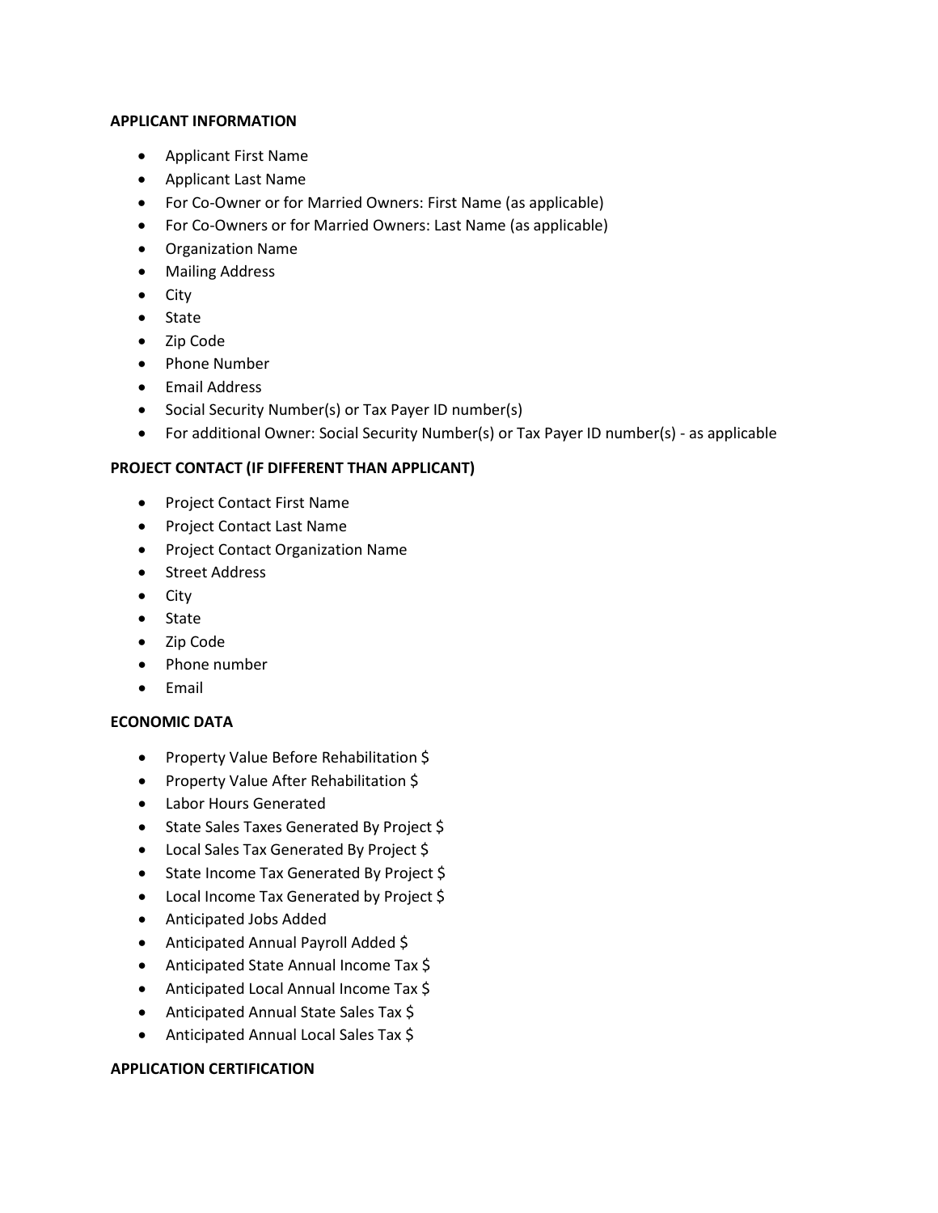**APPLICANT INFORMATION**

- Applicant First Name
- Applicant Last Name
- For Co-Owner or for Married Owners: First Name (as applicable)
- For Co-Owners or for Married Owners: Last Name (as applicable)
- Organization Name
- Mailing Address
- City
- State
- Zip Code
- Phone Number
- Email Address
- Social Security Number(s) or Tax Payer ID number(s)
- For additional Owner: Social Security Number(s) or Tax Payer ID number(s) - as applicable

**PROJECT CONTACT (IF DIFFERENT THAN APPLICANT)**

- Project Contact First Name
- Project Contact Last Name
- Project Contact Organization Name
- Street Address
- City
- State
- Zip Code
- Phone number
- Email

**ECONOMIC DATA**

- Property Value Before Rehabilitation $
- Property Value After Rehabilitation $
- Labor Hours Generated
- State Sales Taxes Generated By Project $
- Local Sales Tax Generated By Project $
- State Income Tax Generated By Project $
- Local Income Tax Generated by Project $
- Anticipated Jobs Added
- Anticipated Annual Payroll Added $
- Anticipated State Annual Income Tax $
- Anticipated Local Annual Income Tax $
- Anticipated Annual State Sales Tax $
- Anticipated Annual Local Sales Tax $

**APPLICATION CERTIFICATION**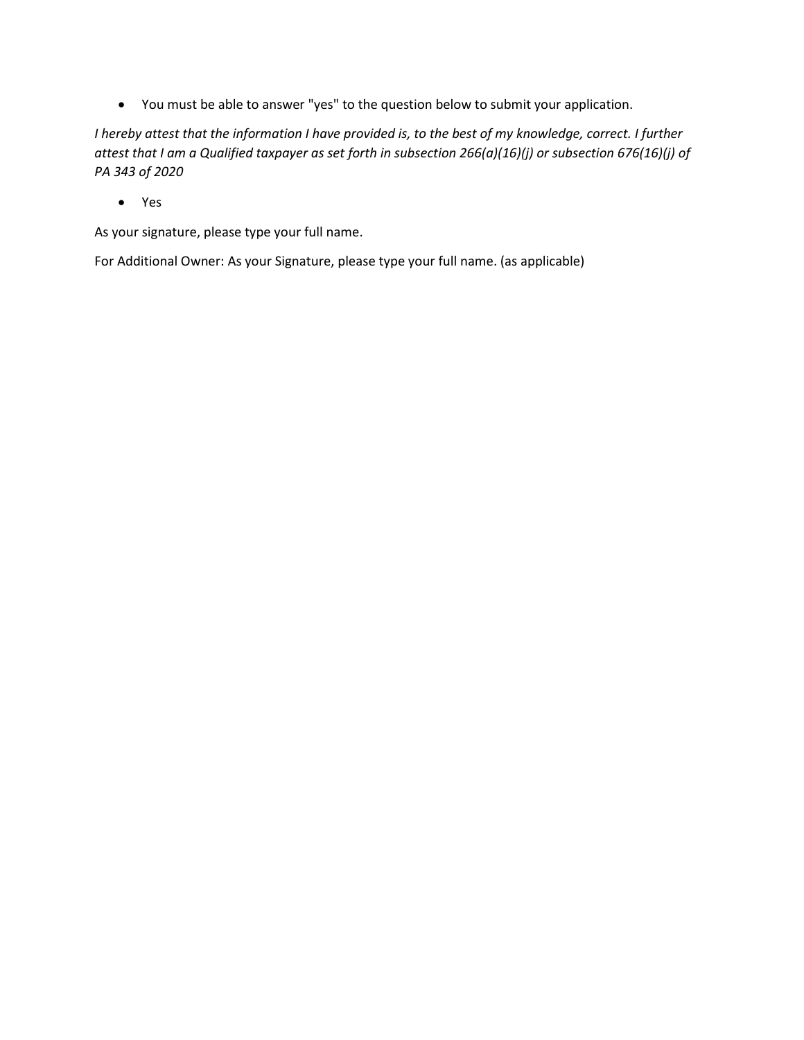- You must be able to answer "yes" to the question below to submit your application.

*I hereby attest that the information I have provided is, to the best of my knowledge, correct. I further attest that I am a Qualified taxpayer as set forth in subsection 266(a)(16)(j) or subsection 676(16)(j) of PA 343 of 2020*

- Yes

As your signature, please type your full name.

For Additional Owner: As your Signature, please type your full name. (as applicable)